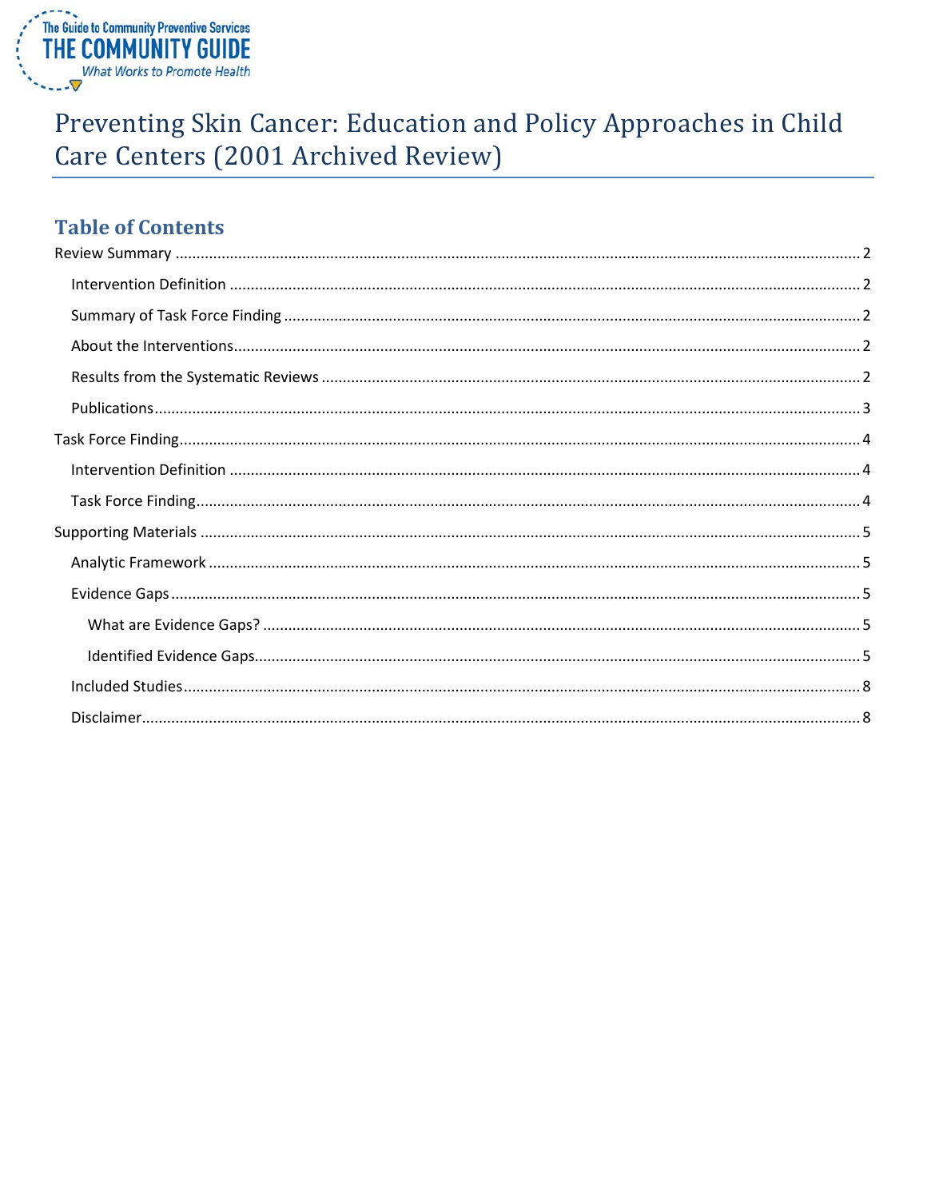The Guide to Community Preventive Services

THE COMMUNITY GUIDE

*What Works to Promote Health*

# Preventing Skin Cancer: Education and Policy Approaches in Child Care Centers (2001 Archived Review)

## Table of Contents

- Review Summary ..... 2
  - Intervention Definition ..... 2
  - Summary of Task Force Finding ..... 2
  - About the Interventions ..... 2
  - Results from the Systematic Reviews ..... 2
  - Publications ..... 3
- Task Force Finding ..... 4
  - Intervention Definition ..... 4
  - Task Force Finding ..... 4
- Supporting Materials ..... 5
  - Analytic Framework ..... 5
  - Evidence Gaps ..... 5
    - What are Evidence Gaps? ..... 5
    - Identified Evidence Gaps ..... 5
  - Included Studies ..... 8
  - Disclaimer ..... 8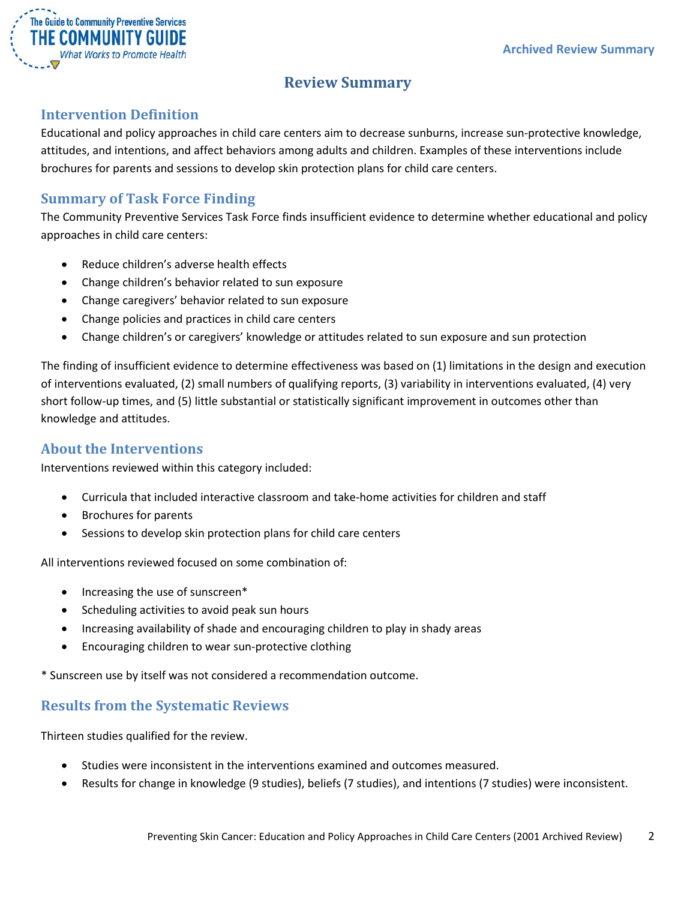# Review Summary

## Intervention Definition

Educational and policy approaches in child care centers aim to decrease sunburns, increase sun-protective knowledge, attitudes, and intentions, and affect behaviors among adults and children. Examples of these interventions include brochures for parents and sessions to develop skin protection plans for child care centers.

## Summary of Task Force Finding

The Community Preventive Services Task Force finds insufficient evidence to determine whether educational and policy approaches in child care centers:

- Reduce children's adverse health effects
- Change children's behavior related to sun exposure
- Change caregivers' behavior related to sun exposure
- Change policies and practices in child care centers
- Change children's or caregivers' knowledge or attitudes related to sun exposure and sun protection

The finding of insufficient evidence to determine effectiveness was based on (1) limitations in the design and execution of interventions evaluated, (2) small numbers of qualifying reports, (3) variability in interventions evaluated, (4) very short follow-up times, and (5) little substantial or statistically significant improvement in outcomes other than knowledge and attitudes.

## About the Interventions

Interventions reviewed within this category included:

- Curricula that included interactive classroom and take-home activities for children and staff
- Brochures for parents
- Sessions to develop skin protection plans for child care centers

All interventions reviewed focused on some combination of:

- Increasing the use of sunscreen*
- Scheduling activities to avoid peak sun hours
- Increasing availability of shade and encouraging children to play in shady areas
- Encouraging children to wear sun-protective clothing

* Sunscreen use by itself was not considered a recommendation outcome.

## Results from the Systematic Reviews

Thirteen studies qualified for the review.

- Studies were inconsistent in the interventions examined and outcomes measured.
- Results for change in knowledge (9 studies), beliefs (7 studies), and intentions (7 studies) were inconsistent.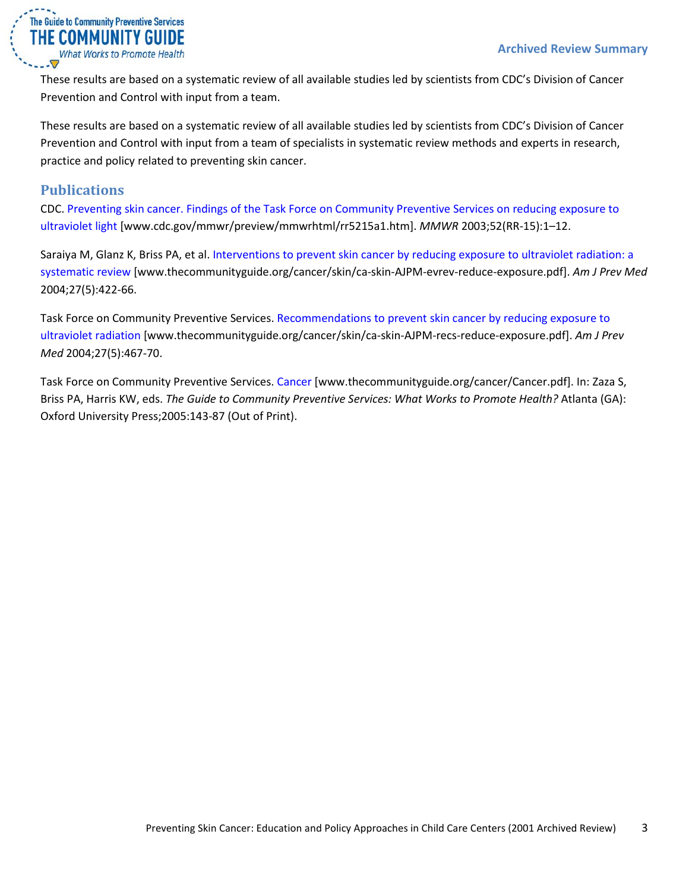These results are based on a systematic review of all available studies led by scientists from CDC's Division of Cancer Prevention and Control with input from a team.

These results are based on a systematic review of all available studies led by scientists from CDC's Division of Cancer Prevention and Control with input from a team of specialists in systematic review methods and experts in research, practice and policy related to preventing skin cancer.

## Publications

CDC. Preventing skin cancer. Findings of the Task Force on Community Preventive Services on reducing exposure to ultraviolet light [www.cdc.gov/mmwr/preview/mmwrhtml/rr5215a1.htm]. *MMWR* 2003;52(RR-15):1–12.

Saraiya M, Glanz K, Briss PA, et al. Interventions to prevent skin cancer by reducing exposure to ultraviolet radiation: a systematic review [www.thecommunityguide.org/cancer/skin/ca-skin-AJPM-evrev-reduce-exposure.pdf]. *Am J Prev Med* 2004;27(5):422-66.

Task Force on Community Preventive Services. Recommendations to prevent skin cancer by reducing exposure to ultraviolet radiation [www.thecommunityguide.org/cancer/skin/ca-skin-AJPM-recs-reduce-exposure.pdf]. *Am J Prev Med* 2004;27(5):467-70.

Task Force on Community Preventive Services. Cancer [www.thecommunityguide.org/cancer/Cancer.pdf]. In: Zaza S, Briss PA, Harris KW, eds. *The Guide to Community Preventive Services: What Works to Promote Health?* Atlanta (GA): Oxford University Press;2005:143-87 (Out of Print).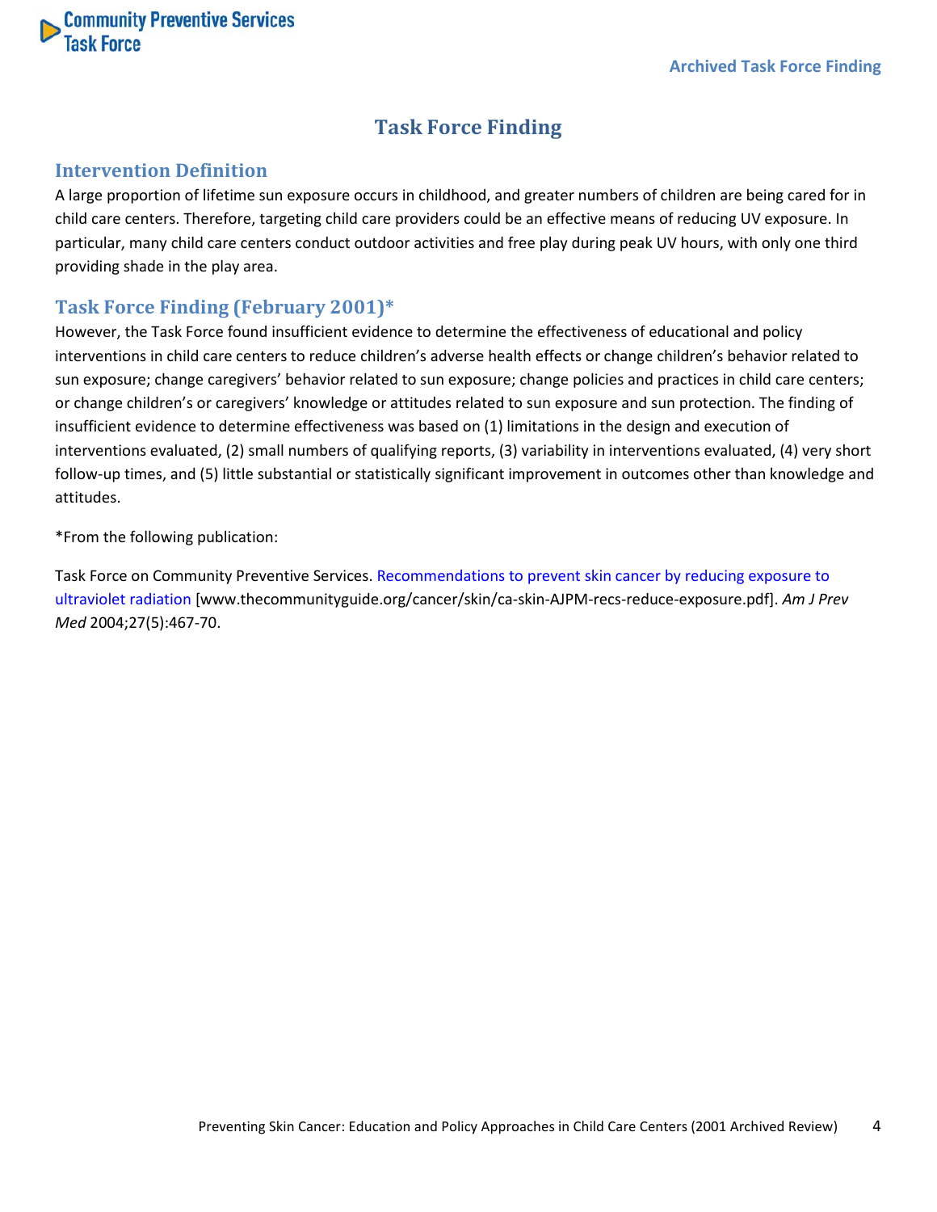# Task Force Finding

## Intervention Definition

A large proportion of lifetime sun exposure occurs in childhood, and greater numbers of children are being cared for in child care centers. Therefore, targeting child care providers could be an effective means of reducing UV exposure. In particular, many child care centers conduct outdoor activities and free play during peak UV hours, with only one third providing shade in the play area.

## Task Force Finding (February 2001)*

However, the Task Force found insufficient evidence to determine the effectiveness of educational and policy interventions in child care centers to reduce children's adverse health effects or change children's behavior related to sun exposure; change caregivers' behavior related to sun exposure; change policies and practices in child care centers; or change children's or caregivers' knowledge or attitudes related to sun exposure and sun protection. The finding of insufficient evidence to determine effectiveness was based on (1) limitations in the design and execution of interventions evaluated, (2) small numbers of qualifying reports, (3) variability in interventions evaluated, (4) very short follow-up times, and (5) little substantial or statistically significant improvement in outcomes other than knowledge and attitudes.

*From the following publication:

Task Force on Community Preventive Services. Recommendations to prevent skin cancer by reducing exposure to ultraviolet radiation [www.thecommunityguide.org/cancer/skin/ca-skin-AJPM-recs-reduce-exposure.pdf]. *Am J Prev Med* 2004;27(5):467-70.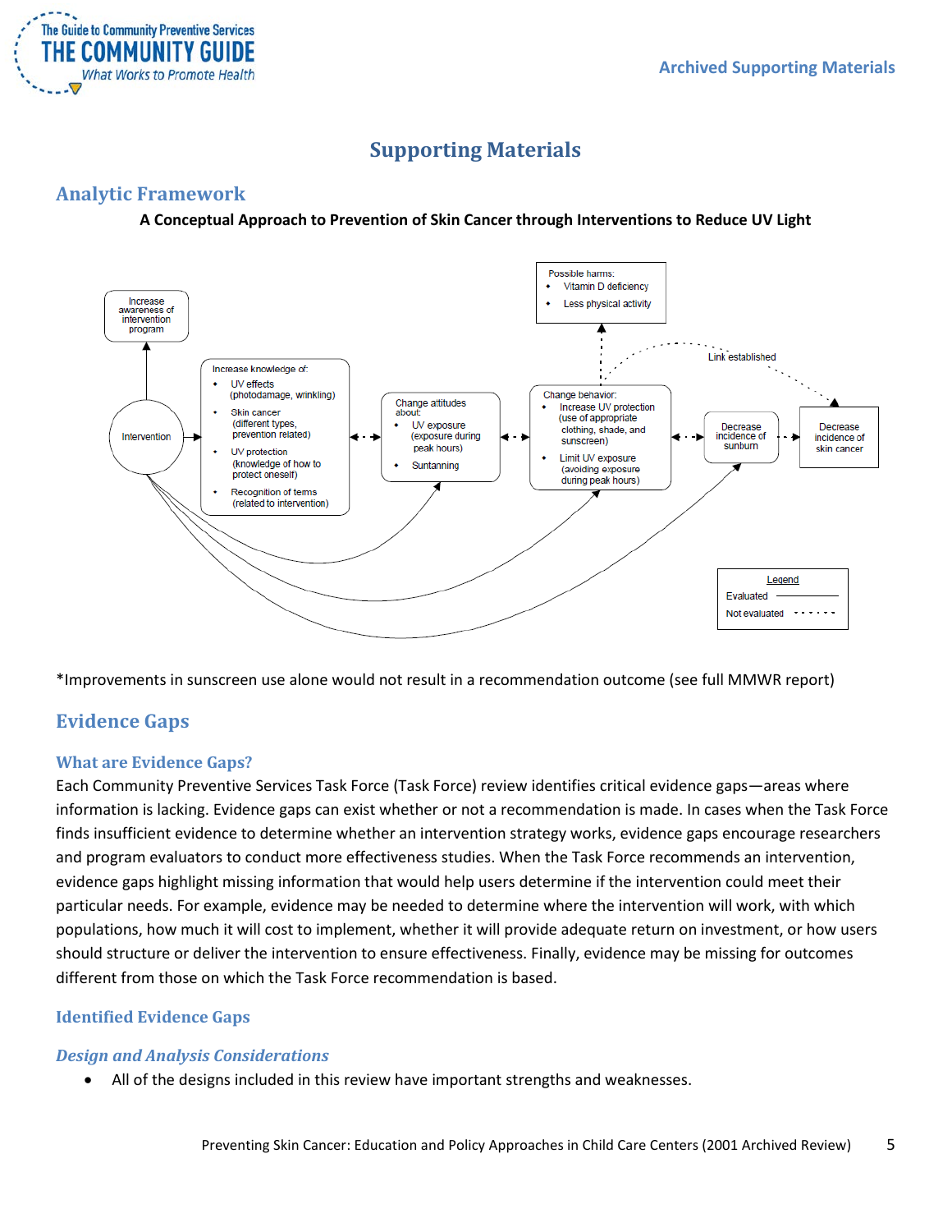# Supporting Materials

## Analytic Framework

**A Conceptual Approach to Prevention of Skin Cancer through Interventions to Reduce UV Light**

Increase awareness of intervention program

Intervention

Increase knowledge of:
- UV effects (photodamage, wrinkling)
- Skin cancer (different types, prevention related)
- UV protection (knowledge of how to protect oneself)
- Recognition of terms (related to intervention)

Change attitudes about:
- UV exposure (exposure during peak hours)
- Suntanning

Change behavior:
- Increase UV protection (use of appropriate clothing, shade, and sunscreen)
- Limit UV exposure (avoiding exposure during peak hours)

Possible harms:
- Vitamin D deficiency
- Less physical activity

Decrease incidence of sunburn

Decrease incidence of skin cancer

Link established

Legend
Evaluated
Not evaluated

*Improvements in sunscreen use alone would not result in a recommendation outcome (see full MMWR report)

## Evidence Gaps

### What are Evidence Gaps?

Each Community Preventive Services Task Force (Task Force) review identifies critical evidence gaps—areas where information is lacking. Evidence gaps can exist whether or not a recommendation is made. In cases when the Task Force finds insufficient evidence to determine whether an intervention strategy works, evidence gaps encourage researchers and program evaluators to conduct more effectiveness studies. When the Task Force recommends an intervention, evidence gaps highlight missing information that would help users determine if the intervention could meet their particular needs. For example, evidence may be needed to determine where the intervention will work, with which populations, how much it will cost to implement, whether it will provide adequate return on investment, or how users should structure or deliver the intervention to ensure effectiveness. Finally, evidence may be missing for outcomes different from those on which the Task Force recommendation is based.

### Identified Evidence Gaps

#### *Design and Analysis Considerations*

- All of the designs included in this review have important strengths and weaknesses.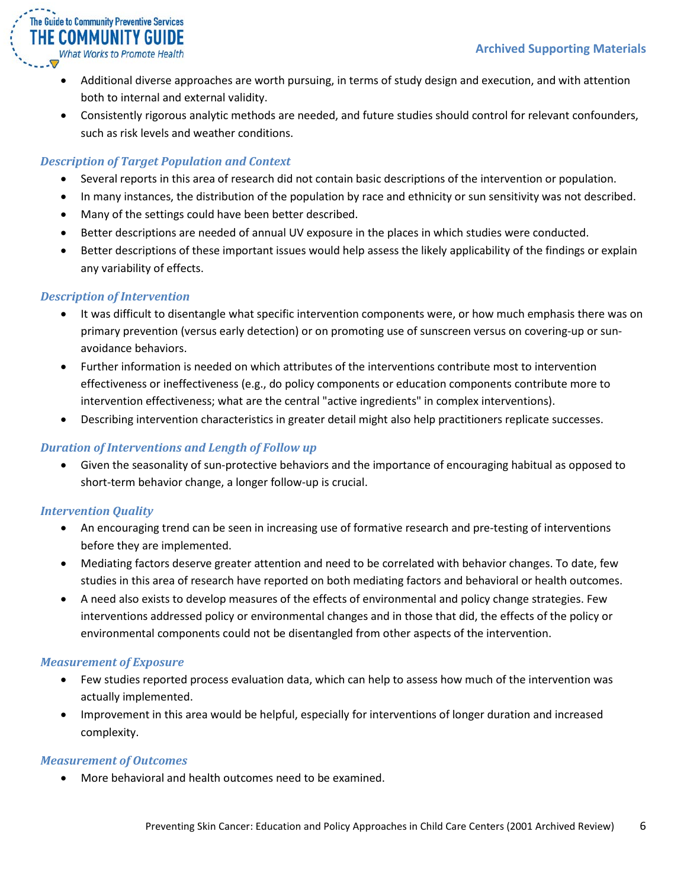- Additional diverse approaches are worth pursuing, in terms of study design and execution, and with attention both to internal and external validity.
- Consistently rigorous analytic methods are needed, and future studies should control for relevant confounders, such as risk levels and weather conditions.

### *Description of Target Population and Context*

- Several reports in this area of research did not contain basic descriptions of the intervention or population.
- In many instances, the distribution of the population by race and ethnicity or sun sensitivity was not described.
- Many of the settings could have been better described.
- Better descriptions are needed of annual UV exposure in the places in which studies were conducted.
- Better descriptions of these important issues would help assess the likely applicability of the findings or explain any variability of effects.

### *Description of Intervention*

- It was difficult to disentangle what specific intervention components were, or how much emphasis there was on primary prevention (versus early detection) or on promoting use of sunscreen versus on covering-up or sun-avoidance behaviors.
- Further information is needed on which attributes of the interventions contribute most to intervention effectiveness or ineffectiveness (e.g., do policy components or education components contribute more to intervention effectiveness; what are the central "active ingredients" in complex interventions).
- Describing intervention characteristics in greater detail might also help practitioners replicate successes.

### *Duration of Interventions and Length of Follow up*

- Given the seasonality of sun-protective behaviors and the importance of encouraging habitual as opposed to short-term behavior change, a longer follow-up is crucial.

### *Intervention Quality*

- An encouraging trend can be seen in increasing use of formative research and pre-testing of interventions before they are implemented.
- Mediating factors deserve greater attention and need to be correlated with behavior changes. To date, few studies in this area of research have reported on both mediating factors and behavioral or health outcomes.
- A need also exists to develop measures of the effects of environmental and policy change strategies. Few interventions addressed policy or environmental changes and in those that did, the effects of the policy or environmental components could not be disentangled from other aspects of the intervention.

### *Measurement of Exposure*

- Few studies reported process evaluation data, which can help to assess how much of the intervention was actually implemented.
- Improvement in this area would be helpful, especially for interventions of longer duration and increased complexity.

### *Measurement of Outcomes*

- More behavioral and health outcomes need to be examined.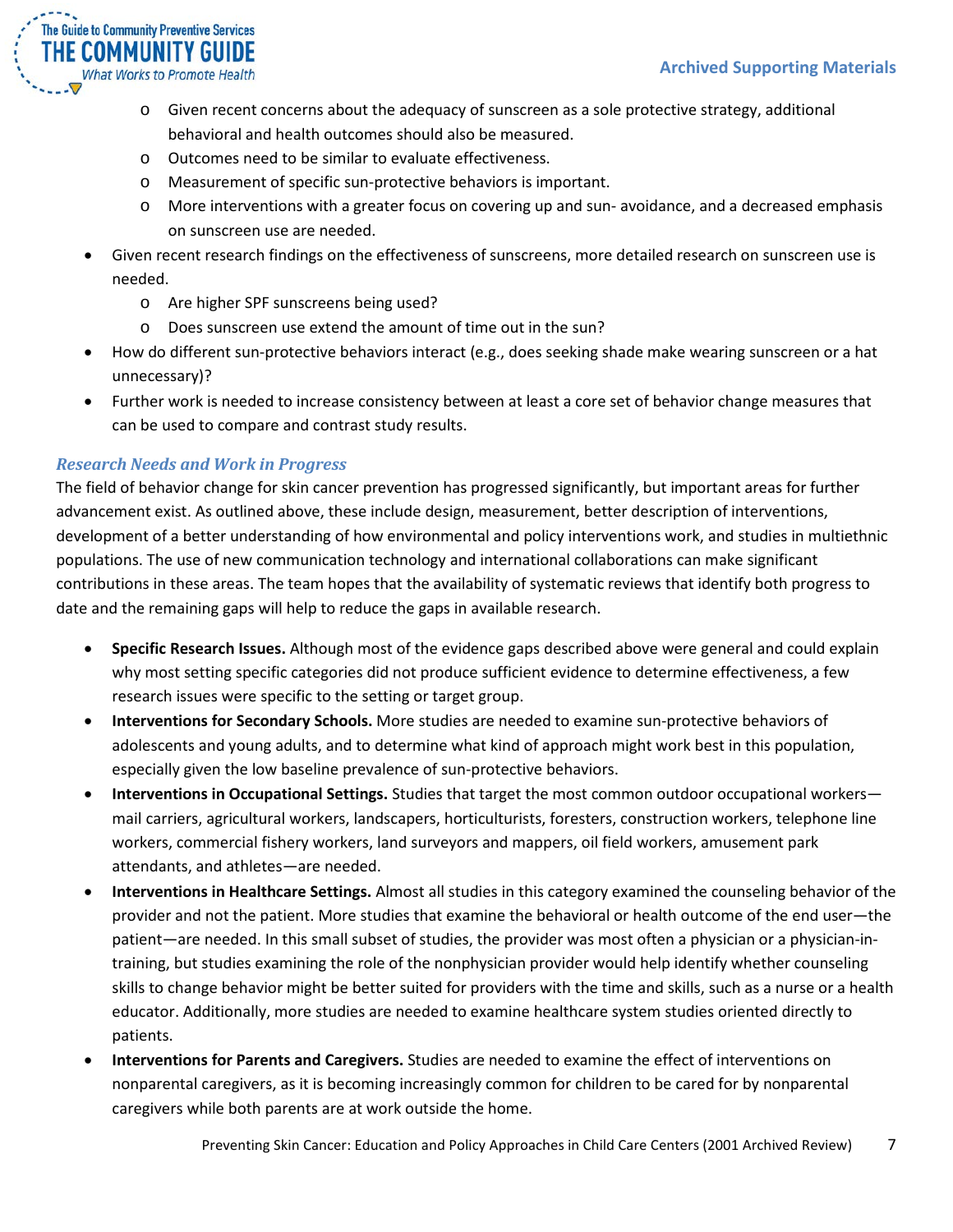- Given recent concerns about the adequacy of sunscreen as a sole protective strategy, additional behavioral and health outcomes should also be measured.
  - Outcomes need to be similar to evaluate effectiveness.
  - Measurement of specific sun-protective behaviors is important.
  - More interventions with a greater focus on covering up and sun- avoidance, and a decreased emphasis on sunscreen use are needed.
- Given recent research findings on the effectiveness of sunscreens, more detailed research on sunscreen use is needed.
  - Are higher SPF sunscreens being used?
  - Does sunscreen use extend the amount of time out in the sun?
- How do different sun-protective behaviors interact (e.g., does seeking shade make wearing sunscreen or a hat unnecessary)?
- Further work is needed to increase consistency between at least a core set of behavior change measures that can be used to compare and contrast study results.

### *Research Needs and Work in Progress*

The field of behavior change for skin cancer prevention has progressed significantly, but important areas for further advancement exist. As outlined above, these include design, measurement, better description of interventions, development of a better understanding of how environmental and policy interventions work, and studies in multiethnic populations. The use of new communication technology and international collaborations can make significant contributions in these areas. The team hopes that the availability of systematic reviews that identify both progress to date and the remaining gaps will help to reduce the gaps in available research.

- **Specific Research Issues.** Although most of the evidence gaps described above were general and could explain why most setting specific categories did not produce sufficient evidence to determine effectiveness, a few research issues were specific to the setting or target group.
- **Interventions for Secondary Schools.** More studies are needed to examine sun-protective behaviors of adolescents and young adults, and to determine what kind of approach might work best in this population, especially given the low baseline prevalence of sun-protective behaviors.
- **Interventions in Occupational Settings.** Studies that target the most common outdoor occupational workers—mail carriers, agricultural workers, landscapers, horticulturists, foresters, construction workers, telephone line workers, commercial fishery workers, land surveyors and mappers, oil field workers, amusement park attendants, and athletes—are needed.
- **Interventions in Healthcare Settings.** Almost all studies in this category examined the counseling behavior of the provider and not the patient. More studies that examine the behavioral or health outcome of the end user—the patient—are needed. In this small subset of studies, the provider was most often a physician or a physician-in-training, but studies examining the role of the nonphysician provider would help identify whether counseling skills to change behavior might be better suited for providers with the time and skills, such as a nurse or a health educator. Additionally, more studies are needed to examine healthcare system studies oriented directly to patients.
- **Interventions for Parents and Caregivers.** Studies are needed to examine the effect of interventions on nonparental caregivers, as it is becoming increasingly common for children to be cared for by nonparental caregivers while both parents are at work outside the home.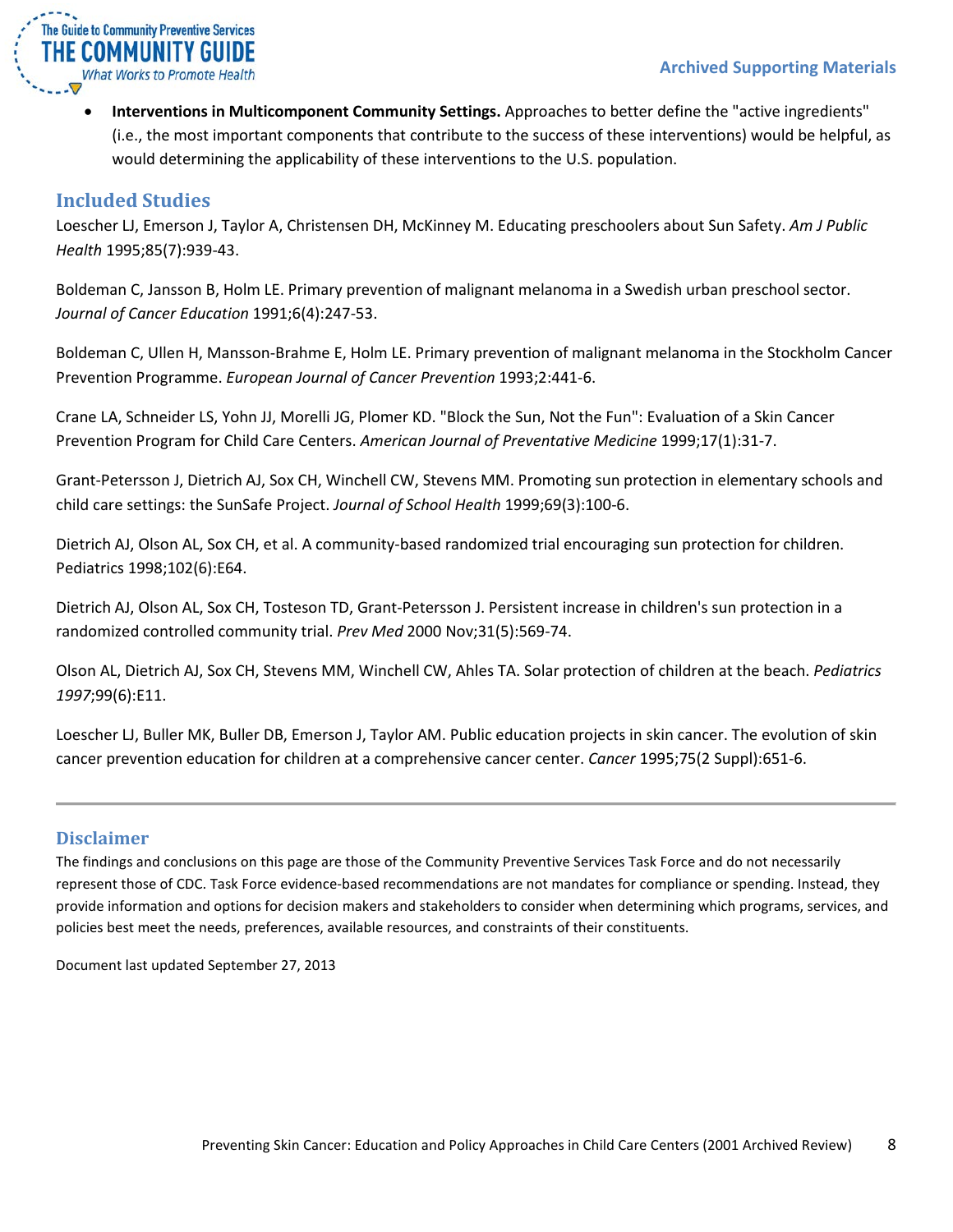- **Interventions in Multicomponent Community Settings.** Approaches to better define the "active ingredients" (i.e., the most important components that contribute to the success of these interventions) would be helpful, as would determining the applicability of these interventions to the U.S. population.

## Included Studies

Loescher LJ, Emerson J, Taylor A, Christensen DH, McKinney M. Educating preschoolers about Sun Safety. *Am J Public Health* 1995;85(7):939-43.

Boldeman C, Jansson B, Holm LE. Primary prevention of malignant melanoma in a Swedish urban preschool sector. *Journal of Cancer Education* 1991;6(4):247-53.

Boldeman C, Ullen H, Mansson-Brahme E, Holm LE. Primary prevention of malignant melanoma in the Stockholm Cancer Prevention Programme. *European Journal of Cancer Prevention* 1993;2:441-6.

Crane LA, Schneider LS, Yohn JJ, Morelli JG, Plomer KD. "Block the Sun, Not the Fun": Evaluation of a Skin Cancer Prevention Program for Child Care Centers. *American Journal of Preventative Medicine* 1999;17(1):31-7.

Grant-Petersson J, Dietrich AJ, Sox CH, Winchell CW, Stevens MM. Promoting sun protection in elementary schools and child care settings: the SunSafe Project. *Journal of School Health* 1999;69(3):100-6.

Dietrich AJ, Olson AL, Sox CH, et al. A community-based randomized trial encouraging sun protection for children. Pediatrics 1998;102(6):E64.

Dietrich AJ, Olson AL, Sox CH, Tosteson TD, Grant-Petersson J. Persistent increase in children's sun protection in a randomized controlled community trial. *Prev Med* 2000 Nov;31(5):569-74.

Olson AL, Dietrich AJ, Sox CH, Stevens MM, Winchell CW, Ahles TA. Solar protection of children at the beach. *Pediatrics 1997*;99(6):E11.

Loescher LJ, Buller MK, Buller DB, Emerson J, Taylor AM. Public education projects in skin cancer. The evolution of skin cancer prevention education for children at a comprehensive cancer center. *Cancer* 1995;75(2 Suppl):651-6.

---

## Disclaimer

The findings and conclusions on this page are those of the Community Preventive Services Task Force and do not necessarily represent those of CDC. Task Force evidence-based recommendations are not mandates for compliance or spending. Instead, they provide information and options for decision makers and stakeholders to consider when determining which programs, services, and policies best meet the needs, preferences, available resources, and constraints of their constituents.

Document last updated September 27, 2013